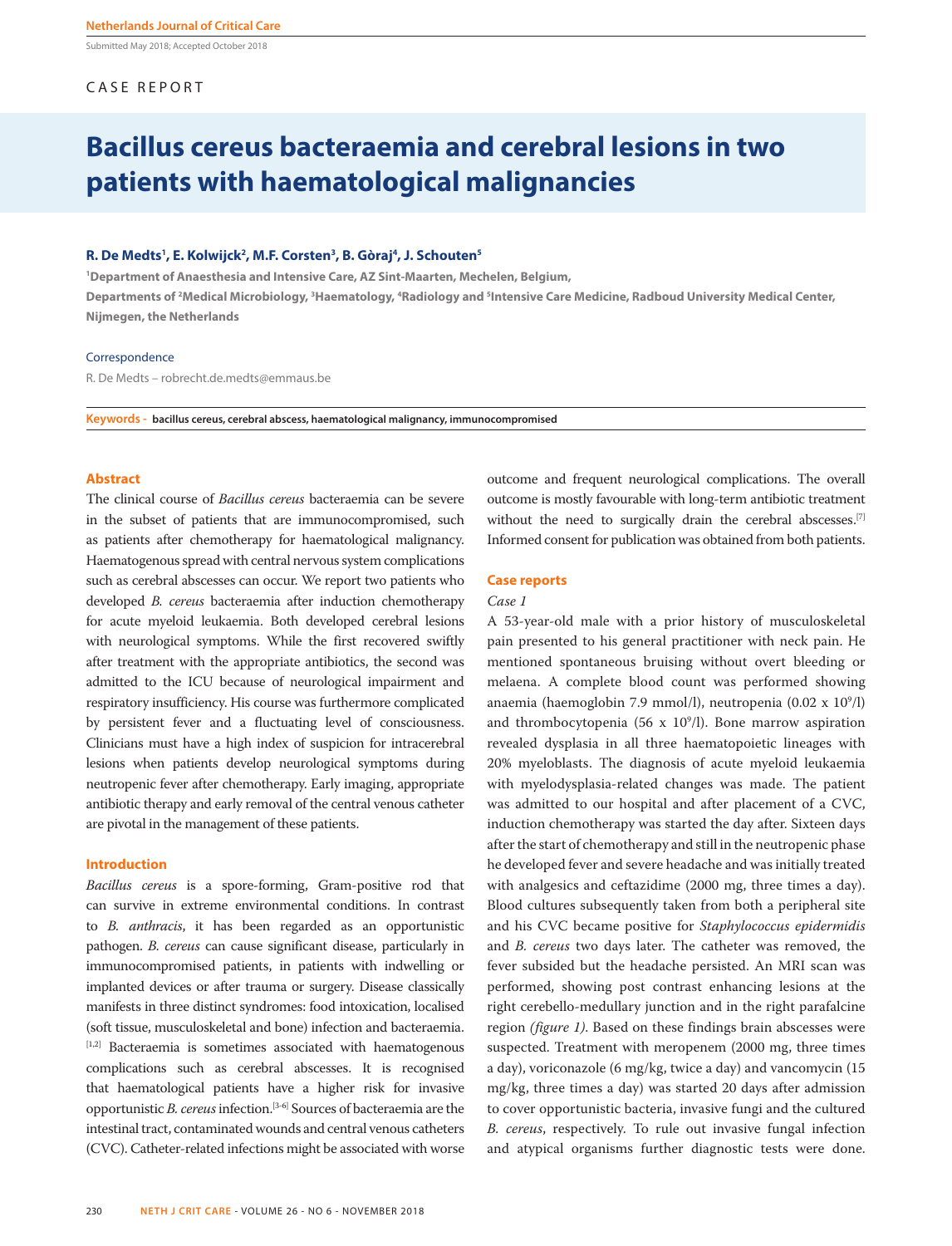CASE REPORT

# Bacillus cereus bacteraemia and cerebral lesions in two patients with haematological malignancies

**R. De Medts[1], E. Kolwijck[2], M.F. Corsten[3], B. Gòraj[4], J. Schouten[5]**

[1]Department of Anaesthesia and Intensive Care, AZ Sint-Maarten, Mechelen, Belgium,
Departments of [2]Medical Microbiology, [3]Haematology, [4]Radiology and [5]Intensive Care Medicine, Radboud University Medical Center, Nijmegen, the Netherlands

Correspondence

R. De Medts – robrecht.de.medts@emmaus.be

**Keywords -** bacillus cereus, cerebral abscess, haematological malignancy, immunocompromised

## Abstract

The clinical course of *Bacillus cereus* bacteraemia can be severe in the subset of patients that are immunocompromised, such as patients after chemotherapy for haematological malignancy. Haematogenous spread with central nervous system complications such as cerebral abscesses can occur. We report two patients who developed *B. cereus* bacteraemia after induction chemotherapy for acute myeloid leukaemia. Both developed cerebral lesions with neurological symptoms. While the first recovered swiftly after treatment with the appropriate antibiotics, the second was admitted to the ICU because of neurological impairment and respiratory insufficiency. His course was furthermore complicated by persistent fever and a fluctuating level of consciousness. Clinicians must have a high index of suspicion for intracerebral lesions when patients develop neurological symptoms during neutropenic fever after chemotherapy. Early imaging, appropriate antibiotic therapy and early removal of the central venous catheter are pivotal in the management of these patients.

## Introduction

*Bacillus cereus* is a spore-forming, Gram-positive rod that can survive in extreme environmental conditions. In contrast to *B. anthracis*, it has been regarded as an opportunistic pathogen. *B. cereus* can cause significant disease, particularly in immunocompromised patients, in patients with indwelling or implanted devices or after trauma or surgery. Disease classically manifests in three distinct syndromes: food intoxication, localised (soft tissue, musculoskeletal and bone) infection and bacteraemia.[1,2] Bacteraemia is sometimes associated with haematogenous complications such as cerebral abscesses. It is recognised that haematological patients have a higher risk for invasive opportunistic *B. cereus* infection.[3-6] Sources of bacteraemia are the intestinal tract, contaminated wounds and central venous catheters (CVC). Catheter-related infections might be associated with worse outcome and frequent neurological complications. The overall outcome is mostly favourable with long-term antibiotic treatment without the need to surgically drain the cerebral abscesses.[7] Informed consent for publication was obtained from both patients.

## Case reports

### Case 1

A 53-year-old male with a prior history of musculoskeletal pain presented to his general practitioner with neck pain. He mentioned spontaneous bruising without overt bleeding or melaena. A complete blood count was performed showing anaemia (haemoglobin 7.9 mmol/l), neutropenia (0.02 x $10^9$/l) and thrombocytopenia (56 x $10^9$/l). Bone marrow aspiration revealed dysplasia in all three haematopoietic lineages with 20% myeloblasts. The diagnosis of acute myeloid leukaemia with myelodysplasia-related changes was made. The patient was admitted to our hospital and after placement of a CVC, induction chemotherapy was started the day after. Sixteen days after the start of chemotherapy and still in the neutropenic phase he developed fever and severe headache and was initially treated with analgesics and ceftazidime (2000 mg, three times a day). Blood cultures subsequently taken from both a peripheral site and his CVC became positive for *Staphylococcus epidermidis* and *B. cereus* two days later. The catheter was removed, the fever subsided but the headache persisted. An MRI scan was performed, showing post contrast enhancing lesions at the right cerebello-medullary junction and in the right parafalcine region *(figure 1)*. Based on these findings brain abscesses were suspected. Treatment with meropenem (2000 mg, three times a day), voriconazole (6 mg/kg, twice a day) and vancomycin (15 mg/kg, three times a day) was started 20 days after admission to cover opportunistic bacteria, invasive fungi and the cultured *B. cereus*, respectively. To rule out invasive fungal infection and atypical organisms further diagnostic tests were done.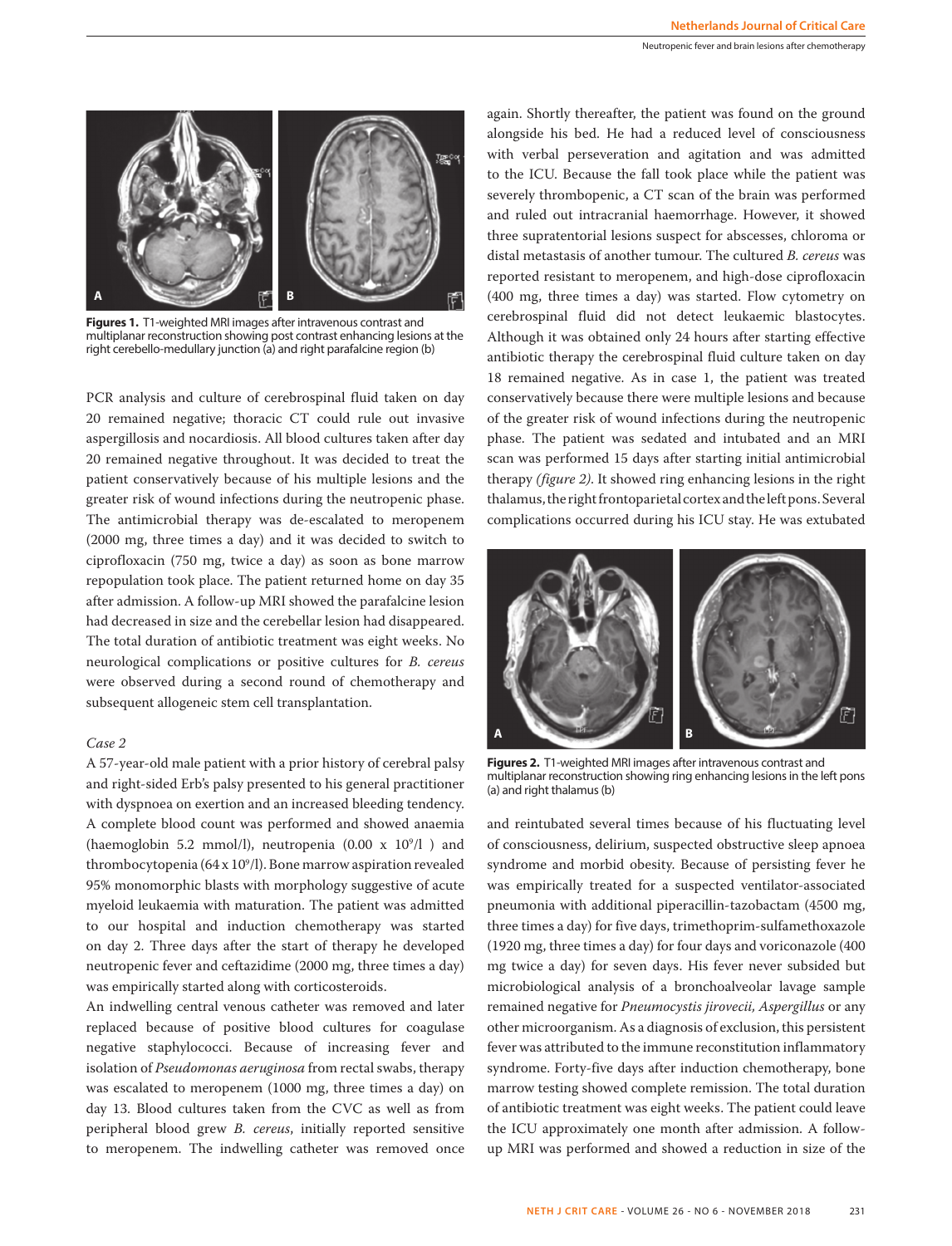Figures 1. T1-weighted MRI images after intravenous contrast and multiplanar reconstruction showing post contrast enhancing lesions at the right cerebello-medullary junction (a) and right parafalcine region (b)

PCR analysis and culture of cerebrospinal fluid taken on day 20 remained negative; thoracic CT could rule out invasive aspergillosis and nocardiosis. All blood cultures taken after day 20 remained negative throughout. It was decided to treat the patient conservatively because of his multiple lesions and the greater risk of wound infections during the neutropenic phase. The antimicrobial therapy was de-escalated to meropenem (2000 mg, three times a day) and it was decided to switch to ciprofloxacin (750 mg, twice a day) as soon as bone marrow repopulation took place. The patient returned home on day 35 after admission. A follow-up MRI showed the parafalcine lesion had decreased in size and the cerebellar lesion had disappeared. The total duration of antibiotic treatment was eight weeks. No neurological complications or positive cultures for *B. cereus* were observed during a second round of chemotherapy and subsequent allogeneic stem cell transplantation.

*Case 2*

A 57-year-old male patient with a prior history of cerebral palsy and right-sided Erb's palsy presented to his general practitioner with dyspnoea on exertion and an increased bleeding tendency. A complete blood count was performed and showed anaemia (haemoglobin 5.2 mmol/l), neutropenia (0.00 x $10^9$/l ) and thrombocytopenia (64 x $10^9$/l). Bone marrow aspiration revealed 95% monomorphic blasts with morphology suggestive of acute myeloid leukaemia with maturation. The patient was admitted to our hospital and induction chemotherapy was started on day 2. Three days after the start of therapy he developed neutropenic fever and ceftazidime (2000 mg, three times a day) was empirically started along with corticosteroids.

An indwelling central venous catheter was removed and later replaced because of positive blood cultures for coagulase negative staphylococci. Because of increasing fever and isolation of *Pseudomonas aeruginosa* from rectal swabs, therapy was escalated to meropenem (1000 mg, three times a day) on day 13. Blood cultures taken from the CVC as well as from peripheral blood grew *B. cereus*, initially reported sensitive to meropenem. The indwelling catheter was removed once again. Shortly thereafter, the patient was found on the ground alongside his bed. He had a reduced level of consciousness with verbal perseveration and agitation and was admitted to the ICU. Because the fall took place while the patient was severely thrombopenic, a CT scan of the brain was performed and ruled out intracranial haemorrhage. However, it showed three supratentorial lesions suspect for abscesses, chloroma or distal metastasis of another tumour. The cultured *B. cereus* was reported resistant to meropenem, and high-dose ciprofloxacin (400 mg, three times a day) was started. Flow cytometry on cerebrospinal fluid did not detect leukaemic blastocytes. Although it was obtained only 24 hours after starting effective antibiotic therapy the cerebrospinal fluid culture taken on day 18 remained negative. As in case 1, the patient was treated conservatively because there were multiple lesions and because of the greater risk of wound infections during the neutropenic phase. The patient was sedated and intubated and an MRI scan was performed 15 days after starting initial antimicrobial therapy *(figure 2)*. It showed ring enhancing lesions in the right thalamus, the right frontoparietal cortex and the left pons. Several complications occurred during his ICU stay. He was extubated and reintubated several times because of his fluctuating level of consciousness, delirium, suspected obstructive sleep apnoea syndrome and morbid obesity. Because of persisting fever he was empirically treated for a suspected ventilator-associated pneumonia with additional piperacillin-tazobactam (4500 mg, three times a day) for five days, trimethoprim-sulfamethoxazole (1920 mg, three times a day) for four days and voriconazole (400 mg twice a day) for seven days. His fever never subsided but microbiological analysis of a bronchoalveolar lavage sample remained negative for *Pneumocystis jirovecii, Aspergillus* or any other microorganism. As a diagnosis of exclusion, this persistent fever was attributed to the immune reconstitution inflammatory syndrome. Forty-five days after induction chemotherapy, bone marrow testing showed complete remission. The total duration of antibiotic treatment was eight weeks. The patient could leave the ICU approximately one month after admission. A follow-up MRI was performed and showed a reduction in size of the

Figures 2. T1-weighted MRI images after intravenous contrast and multiplanar reconstruction showing ring enhancing lesions in the left pons (a) and right thalamus (b)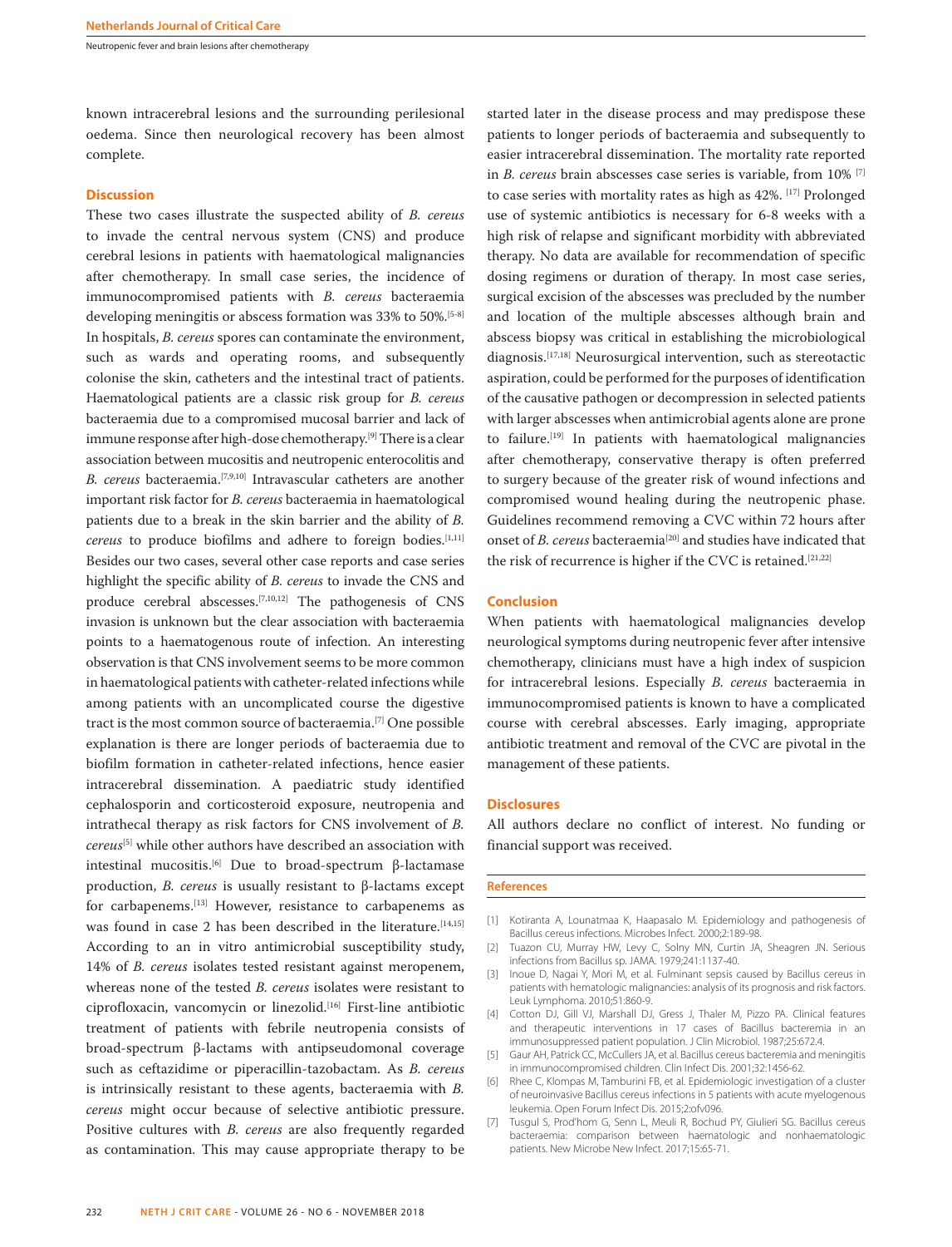known intracerebral lesions and the surrounding perilesional oedema. Since then neurological recovery has been almost complete.

## Discussion

These two cases illustrate the suspected ability of *B. cereus* to invade the central nervous system (CNS) and produce cerebral lesions in patients with haematological malignancies after chemotherapy. In small case series, the incidence of immunocompromised patients with *B. cereus* bacteraemia developing meningitis or abscess formation was 33% to 50%.[5-8] In hospitals, *B. cereus* spores can contaminate the environment, such as wards and operating rooms, and subsequently colonise the skin, catheters and the intestinal tract of patients. Haematological patients are a classic risk group for *B. cereus* bacteraemia due to a compromised mucosal barrier and lack of immune response after high-dose chemotherapy.[9] There is a clear association between mucositis and neutropenic enterocolitis and *B. cereus* bacteraemia.[7,9,10] Intravascular catheters are another important risk factor for *B. cereus* bacteraemia in haematological patients due to a break in the skin barrier and the ability of *B. cereus* to produce biofilms and adhere to foreign bodies.[1,11] Besides our two cases, several other case reports and case series highlight the specific ability of *B. cereus* to invade the CNS and produce cerebral abscesses.[7,10,12] The pathogenesis of CNS invasion is unknown but the clear association with bacteraemia points to a haematogenous route of infection. An interesting observation is that CNS involvement seems to be more common in haematological patients with catheter-related infections while among patients with an uncomplicated course the digestive tract is the most common source of bacteraemia.[7] One possible explanation is there are longer periods of bacteraemia due to biofilm formation in catheter-related infections, hence easier intracerebral dissemination. A paediatric study identified cephalosporin and corticosteroid exposure, neutropenia and intrathecal therapy as risk factors for CNS involvement of *B. cereus*[5] while other authors have described an association with intestinal mucositis.[6] Due to broad-spectrum β-lactamase production, *B. cereus* is usually resistant to β-lactams except for carbapenems.[13] However, resistance to carbapenems as was found in case 2 has been described in the literature.[14,15] According to an in vitro antimicrobial susceptibility study, 14% of *B. cereus* isolates tested resistant against meropenem, whereas none of the tested *B. cereus* isolates were resistant to ciprofloxacin, vancomycin or linezolid.[16] First-line antibiotic treatment of patients with febrile neutropenia consists of broad-spectrum β-lactams with antipseudomonal coverage such as ceftazidime or piperacillin-tazobactam. As *B. cereus* is intrinsically resistant to these agents, bacteraemia with *B. cereus* might occur because of selective antibiotic pressure. Positive cultures with *B. cereus* are also frequently regarded as contamination. This may cause appropriate therapy to be started later in the disease process and may predispose these patients to longer periods of bacteraemia and subsequently to easier intracerebral dissemination. The mortality rate reported in *B. cereus* brain abscesses case series is variable, from 10% [7] to case series with mortality rates as high as 42%. [17] Prolonged use of systemic antibiotics is necessary for 6-8 weeks with a high risk of relapse and significant morbidity with abbreviated therapy. No data are available for recommendation of specific dosing regimens or duration of therapy. In most case series, surgical excision of the abscesses was precluded by the number and location of the multiple abscesses although brain and abscess biopsy was critical in establishing the microbiological diagnosis.[17,18] Neurosurgical intervention, such as stereotactic aspiration, could be performed for the purposes of identification of the causative pathogen or decompression in selected patients with larger abscesses when antimicrobial agents alone are prone to failure.[19] In patients with haematological malignancies after chemotherapy, conservative therapy is often preferred to surgery because of the greater risk of wound infections and compromised wound healing during the neutropenic phase. Guidelines recommend removing a CVC within 72 hours after onset of *B. cereus* bacteraemia[20] and studies have indicated that the risk of recurrence is higher if the CVC is retained.[21,22]

## Conclusion

When patients with haematological malignancies develop neurological symptoms during neutropenic fever after intensive chemotherapy, clinicians must have a high index of suspicion for intracerebral lesions. Especially *B. cereus* bacteraemia in immunocompromised patients is known to have a complicated course with cerebral abscesses. Early imaging, appropriate antibiotic treatment and removal of the CVC are pivotal in the management of these patients.

## Disclosures

All authors declare no conflict of interest. No funding or financial support was received.

## References

[1] Kotiranta A, Lounatmaa K, Haapasalo M. Epidemiology and pathogenesis of Bacillus cereus infections. Microbes Infect. 2000;2:189-98.

[2] Tuazon CU, Murray HW, Levy C, Solny MN, Curtin JA, Sheagren JN. Serious infections from Bacillus sp. JAMA. 1979;241:1137-40.

[3] Inoue D, Nagai Y, Mori M, et al. Fulminant sepsis caused by Bacillus cereus in patients with hematologic malignancies: analysis of its prognosis and risk factors. Leuk Lymphoma. 2010;51:860-9.

[4] Cotton DJ, Gill VJ, Marshall DJ, Gress J, Thaler M, Pizzo PA. Clinical features and therapeutic interventions in 17 cases of Bacillus bacteremia in an immunosuppressed patient population. J Clin Microbiol. 1987;25:672.4.

[5] Gaur AH, Patrick CC, McCullers JA, et al. Bacillus cereus bacteremia and meningitis in immunocompromised children. Clin Infect Dis. 2001;32:1456-62.

[6] Rhee C, Klompas M, Tamburini FB, et al. Epidemiologic investigation of a cluster of neuroinvasive Bacillus cereus infections in 5 patients with acute myelogenous leukemia. Open Forum Infect Dis. 2015;2:ofv096.

[7] Tusgul S, Prod'hom G, Senn L, Meuli R, Bochud PY, Giulieri SG. Bacillus cereus bacteraemia: comparison between haematologic and nonhaematologic patients. New Microbe New Infect. 2017;15:65-71.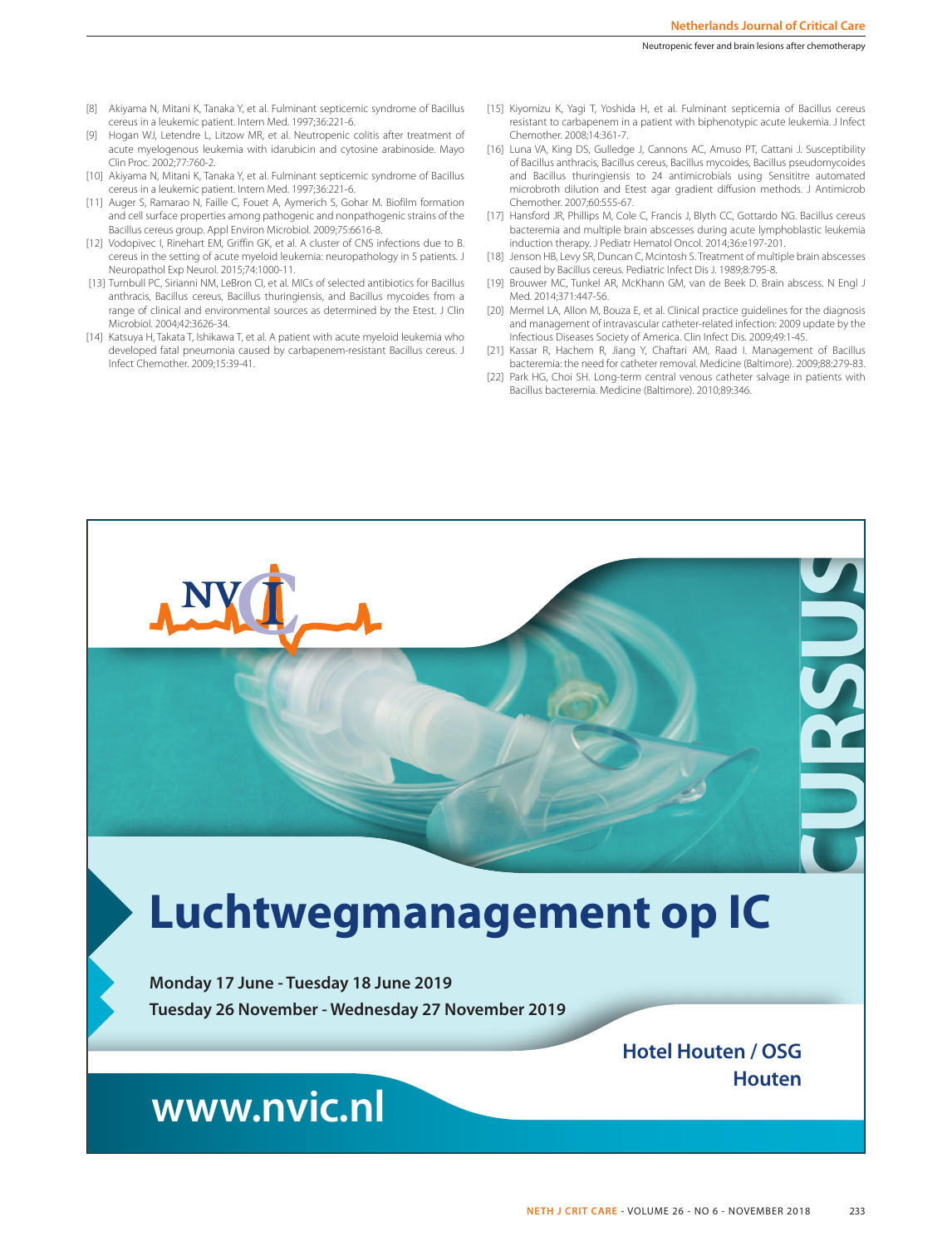[8] Akiyama N, Mitani K, Tanaka Y, et al. Fulminant septicemic syndrome of Bacillus cereus in a leukemic patient. Intern Med. 1997;36:221-6.

[9] Hogan WJ, Letendre L, Litzow MR, et al. Neutropenic colitis after treatment of acute myelogenous leukemia with idarubicin and cytosine arabinoside. Mayo Clin Proc. 2002;77:760-2.

[10] Akiyama N, Mitani K, Tanaka Y, et al. Fulminant septicemic syndrome of Bacillus cereus in a leukemic patient. Intern Med. 1997;36:221-6.

[11] Auger S, Ramarao N, Faille C, Fouet A, Aymerich S, Gohar M. Biofilm formation and cell surface properties among pathogenic and nonpathogenic strains of the Bacillus cereus group. Appl Environ Microbiol. 2009;75:6616-8.

[12] Vodopivec I, Rinehart EM, Griffin GK, et al. A cluster of CNS infections due to B. cereus in the setting of acute myeloid leukemia: neuropathology in 5 patients. J Neuropathol Exp Neurol. 2015;74:1000-11.

[13] Turnbull PC, Sirianni NM, LeBron CI, et al. MICs of selected antibiotics for Bacillus anthracis, Bacillus cereus, Bacillus thuringiensis, and Bacillus mycoides from a range of clinical and environmental sources as determined by the Etest. J Clin Microbiol. 2004;42:3626-34.

[14] Katsuya H, Takata T, Ishikawa T, et al. A patient with acute myeloid leukemia who developed fatal pneumonia caused by carbapenem-resistant Bacillus cereus. J Infect Chemother. 2009;15:39-41.

[15] Kiyomizu K, Yagi T, Yoshida H, et al. Fulminant septicemia of Bacillus cereus resistant to carbapenem in a patient with biphenotypic acute leukemia. J Infect Chemother. 2008;14:361-7.

[16] Luna VA, King DS, Gulledge J, Cannons AC, Amuso PT, Cattani J. Susceptibility of Bacillus anthracis, Bacillus cereus, Bacillus mycoides, Bacillus pseudomycoides and Bacillus thuringiensis to 24 antimicrobials using Sensititre automated microbroth dilution and Etest agar gradient diffusion methods. J Antimicrob Chemother. 2007;60:555-67.

[17] Hansford JR, Phillips M, Cole C, Francis J, Blyth CC, Gottardo NG. Bacillus cereus bacteremia and multiple brain abscesses during acute lymphoblastic leukemia induction therapy. J Pediatr Hematol Oncol. 2014;36:e197-201.

[18] Jenson HB, Levy SR, Duncan C, Mcintosh S. Treatment of multiple brain abscesses caused by Bacillus cereus. Pediatric Infect Dis J. 1989;8:795-8.

[19] Brouwer MC, Tunkel AR, McKhann GM, van de Beek D. Brain abscess. N Engl J Med. 2014;371:447-56.

[20] Mermel LA, Allon M, Bouza E, et al. Clinical practice guidelines for the diagnosis and management of intravascular catheter-related infection: 2009 update by the Infectious Diseases Society of America. Clin Infect Dis. 2009;49:1-45.

[21] Kassar R, Hachem R, Jiang Y, Chaftari AM, Raad I. Management of Bacillus bacteremia: the need for catheter removal. Medicine (Baltimore). 2009;88:279-83.

[22] Park HG, Choi SH. Long-term central venous catheter salvage in patients with Bacillus bacteremia. Medicine (Baltimore). 2010;89:346.

NVIC

CURSUS

# Luchtwegmanagement op IC

**Monday 17 June - Tuesday 18 June 2019**

**Tuesday 26 November - Wednesday 27 November 2019**

**Hotel Houten / OSG Houten**

**www.nvic.nl**